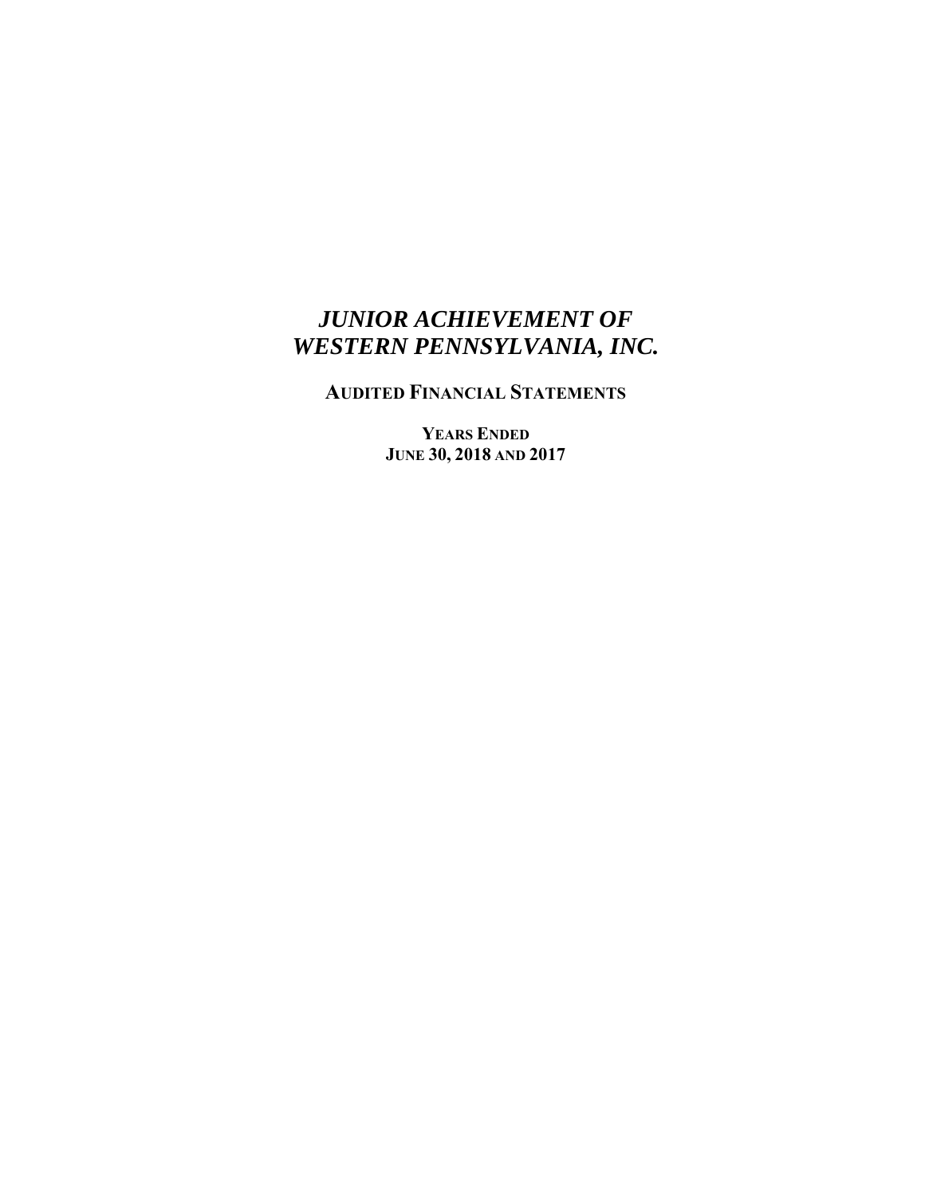# *JUNIOR ACHIEVEMENT OF WESTERN PENNSYLVANIA, INC.*

## AUDITED FINANCIAL STATEMENTS

**YEARS ENDED**
**JUNE 30, 2018 AND 2017**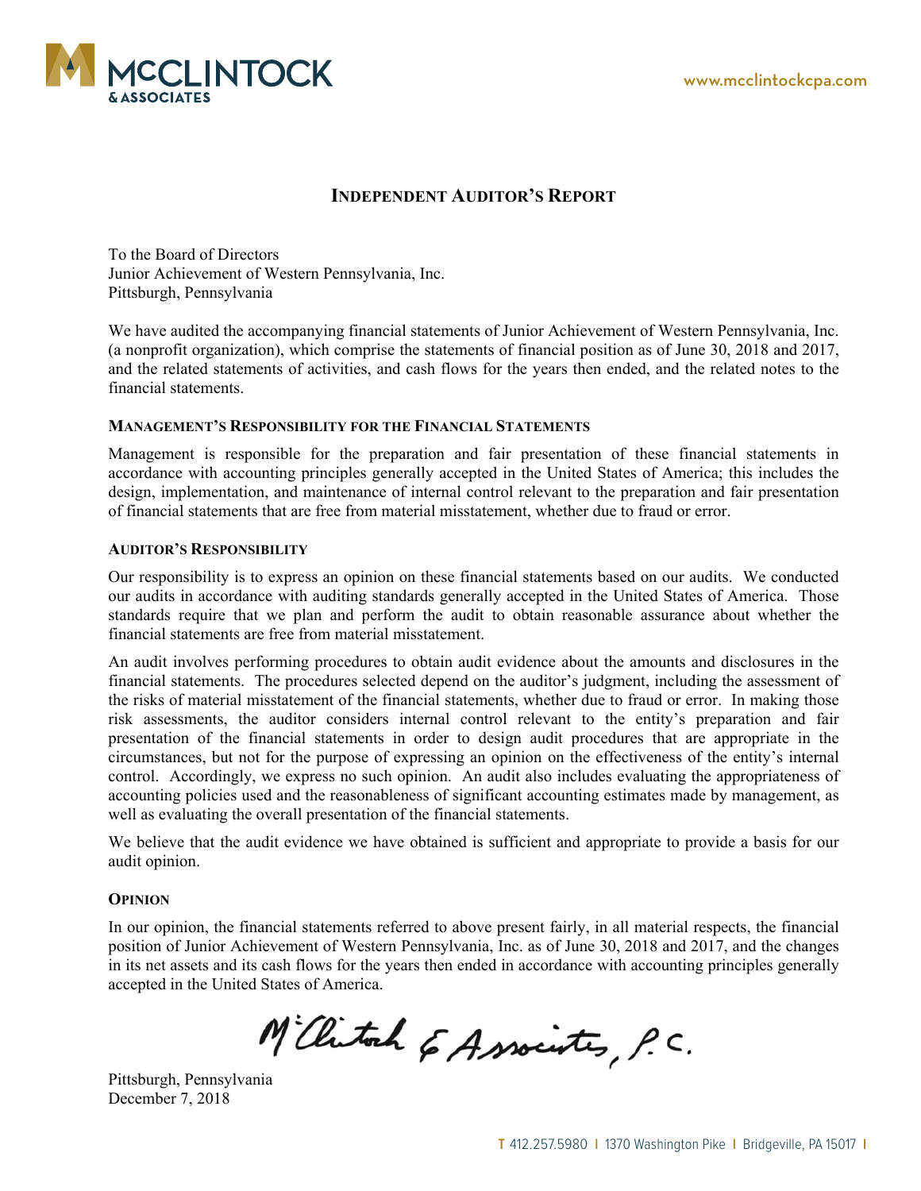# Independent Auditor's Report

To the Board of Directors
Junior Achievement of Western Pennsylvania, Inc.
Pittsburgh, Pennsylvania

We have audited the accompanying financial statements of Junior Achievement of Western Pennsylvania, Inc. (a nonprofit organization), which comprise the statements of financial position as of June 30, 2018 and 2017, and the related statements of activities, and cash flows for the years then ended, and the related notes to the financial statements.

## Management's Responsibility for the Financial Statements

Management is responsible for the preparation and fair presentation of these financial statements in accordance with accounting principles generally accepted in the United States of America; this includes the design, implementation, and maintenance of internal control relevant to the preparation and fair presentation of financial statements that are free from material misstatement, whether due to fraud or error.

## Auditor's Responsibility

Our responsibility is to express an opinion on these financial statements based on our audits. We conducted our audits in accordance with auditing standards generally accepted in the United States of America. Those standards require that we plan and perform the audit to obtain reasonable assurance about whether the financial statements are free from material misstatement.

An audit involves performing procedures to obtain audit evidence about the amounts and disclosures in the financial statements. The procedures selected depend on the auditor's judgment, including the assessment of the risks of material misstatement of the financial statements, whether due to fraud or error. In making those risk assessments, the auditor considers internal control relevant to the entity's preparation and fair presentation of the financial statements in order to design audit procedures that are appropriate in the circumstances, but not for the purpose of expressing an opinion on the effectiveness of the entity's internal control. Accordingly, we express no such opinion. An audit also includes evaluating the appropriateness of accounting policies used and the reasonableness of significant accounting estimates made by management, as well as evaluating the overall presentation of the financial statements.

We believe that the audit evidence we have obtained is sufficient and appropriate to provide a basis for our audit opinion.

## Opinion

In our opinion, the financial statements referred to above present fairly, in all material respects, the financial position of Junior Achievement of Western Pennsylvania, Inc. as of June 30, 2018 and 2017, and the changes in its net assets and its cash flows for the years then ended in accordance with accounting principles generally accepted in the United States of America.

McClintock & Associates, P.C.

Pittsburgh, Pennsylvania
December 7, 2018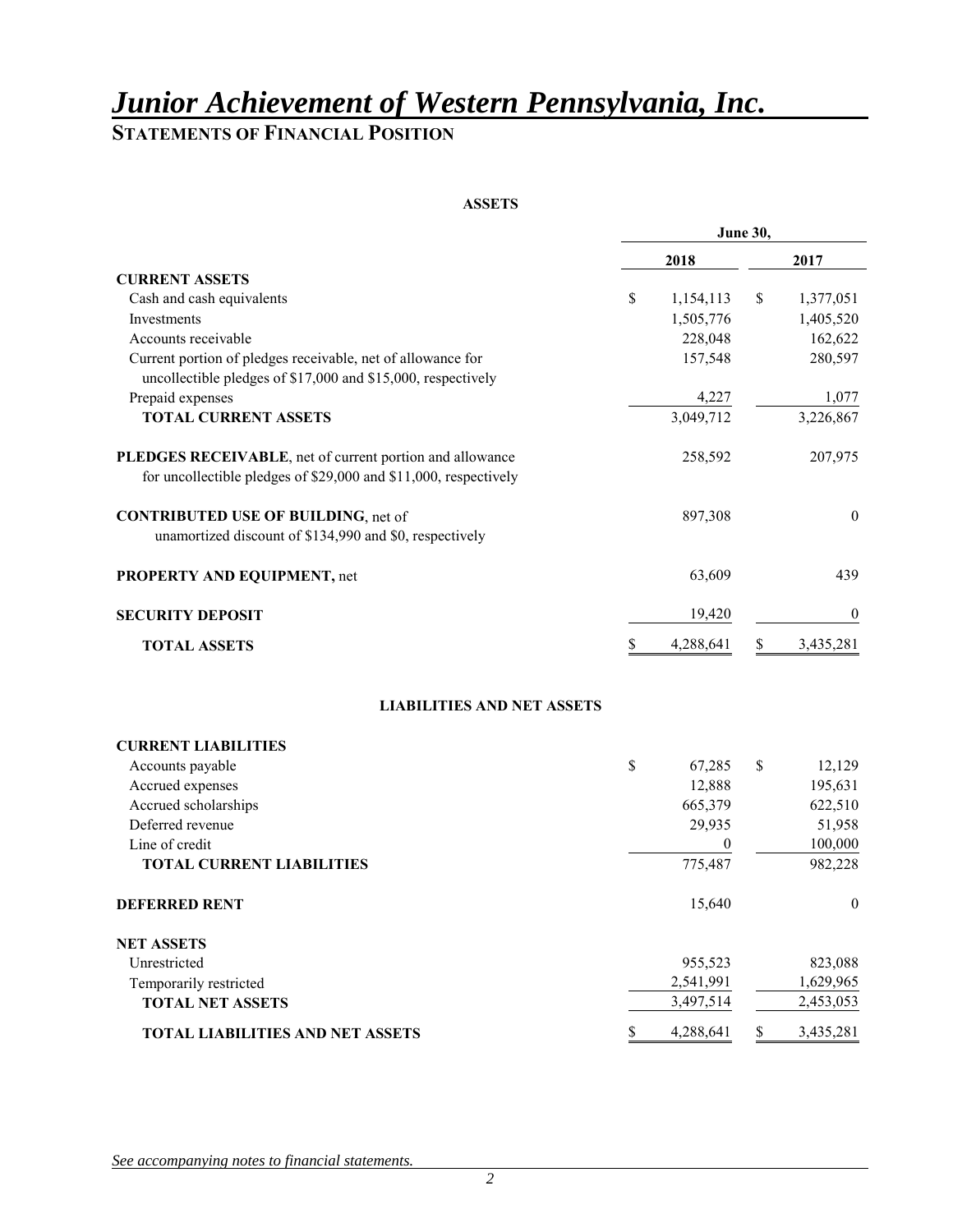# *Junior Achievement of Western Pennsylvania, Inc.*

## STATEMENTS OF FINANCIAL POSITION

**ASSETS**

| | June 30, | |
|---|---|---|
| | **2018** | **2017** |
| **CURRENT ASSETS** | | |
| Cash and cash equivalents | $ 1,154,113 | $ 1,377,051 |
| Investments | 1,505,776 | 1,405,520 |
| Accounts receivable | 228,048 | 162,622 |
| Current portion of pledges receivable, net of allowance for uncollectible pledges of $17,000 and $15,000, respectively | 157,548 | 280,597 |
| Prepaid expenses | 4,227 | 1,077 |
| **TOTAL CURRENT ASSETS** | 3,049,712 | 3,226,867 |
| **PLEDGES RECEIVABLE**, net of current portion and allowance for uncollectible pledges of $29,000 and $11,000, respectively | 258,592 | 207,975 |
| **CONTRIBUTED USE OF BUILDING**, net of unamortized discount of $134,990 and $0, respectively | 897,308 | 0 |
| **PROPERTY AND EQUIPMENT,** net | 63,609 | 439 |
| **SECURITY DEPOSIT** | 19,420 | 0 |
| **TOTAL ASSETS** | $ 4,288,641 | $ 3,435,281 |

**LIABILITIES AND NET ASSETS**

| | 2018 | 2017 |
|---|---|---|
| **CURRENT LIABILITIES** | | |
| Accounts payable | $ 67,285 | $ 12,129 |
| Accrued expenses | 12,888 | 195,631 |
| Accrued scholarships | 665,379 | 622,510 |
| Deferred revenue | 29,935 | 51,958 |
| Line of credit | 0 | 100,000 |
| **TOTAL CURRENT LIABILITIES** | 775,487 | 982,228 |
| **DEFERRED RENT** | 15,640 | 0 |
| **NET ASSETS** | | |
| Unrestricted | 955,523 | 823,088 |
| Temporarily restricted | 2,541,991 | 1,629,965 |
| **TOTAL NET ASSETS** | 3,497,514 | 2,453,053 |
| **TOTAL LIABILITIES AND NET ASSETS** | $ 4,288,641 | $ 3,435,281 |

*See accompanying notes to financial statements.*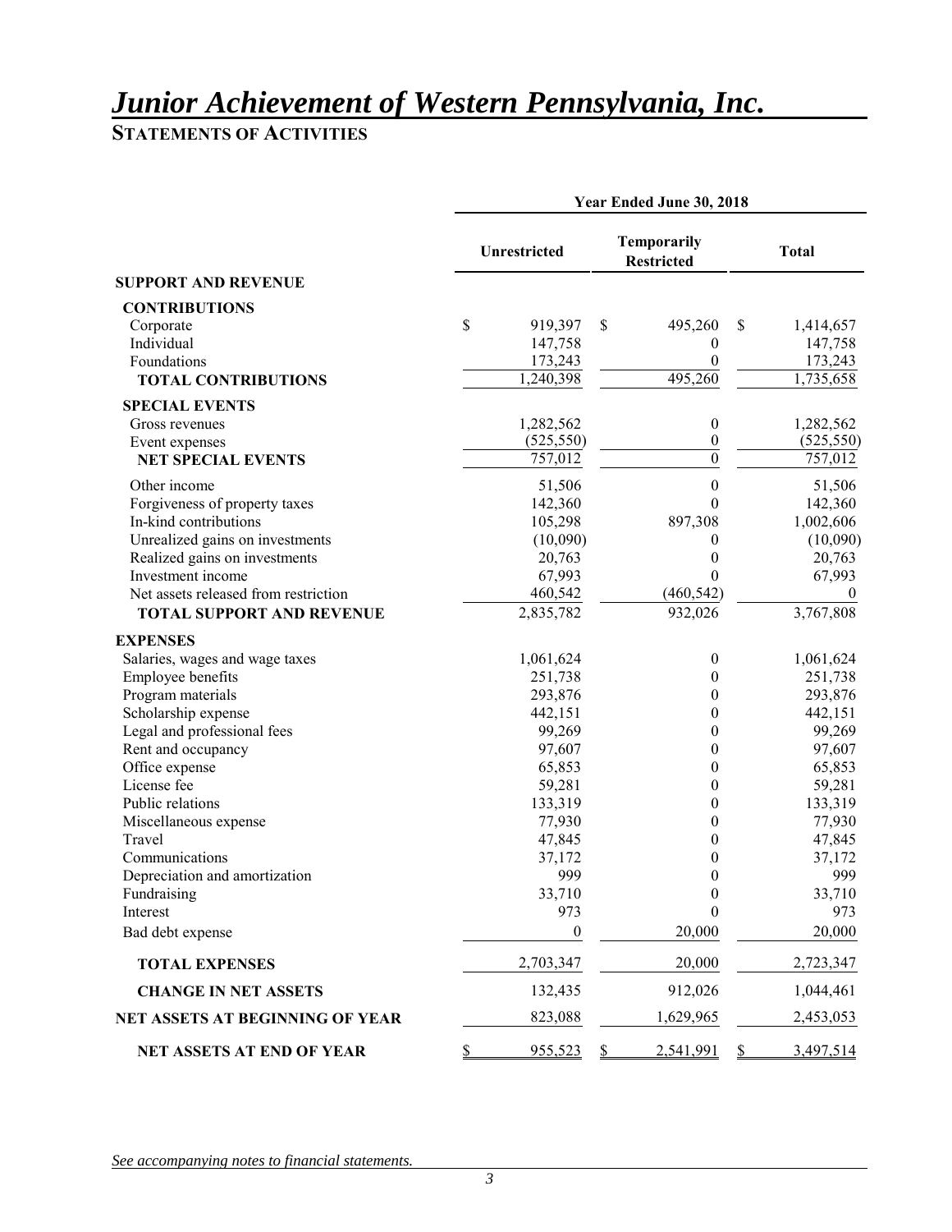# *Junior Achievement of Western Pennsylvania, Inc.*

## STATEMENTS OF ACTIVITIES

| | Year Ended June 30, 2018 | | |
|---|---|---|---|
| | Unrestricted | Temporarily Restricted | Total |
| **SUPPORT AND REVENUE** | | | |
| **CONTRIBUTIONS** | | | |
| Corporate | $ 919,397 | $ 495,260 | $ 1,414,657 |
| Individual | 147,758 | 0 | 147,758 |
| Foundations | 173,243 | 0 | 173,243 |
| **TOTAL CONTRIBUTIONS** | 1,240,398 | 495,260 | 1,735,658 |
| **SPECIAL EVENTS** | | | |
| Gross revenues | 1,282,562 | 0 | 1,282,562 |
| Event expenses | (525,550) | 0 | (525,550) |
| **NET SPECIAL EVENTS** | 757,012 | 0 | 757,012 |
| Other income | 51,506 | 0 | 51,506 |
| Forgiveness of property taxes | 142,360 | 0 | 142,360 |
| In-kind contributions | 105,298 | 897,308 | 1,002,606 |
| Unrealized gains on investments | (10,090) | 0 | (10,090) |
| Realized gains on investments | 20,763 | 0 | 20,763 |
| Investment income | 67,993 | 0 | 67,993 |
| Net assets released from restriction | 460,542 | (460,542) | 0 |
| **TOTAL SUPPORT AND REVENUE** | 2,835,782 | 932,026 | 3,767,808 |
| **EXPENSES** | | | |
| Salaries, wages and wage taxes | 1,061,624 | 0 | 1,061,624 |
| Employee benefits | 251,738 | 0 | 251,738 |
| Program materials | 293,876 | 0 | 293,876 |
| Scholarship expense | 442,151 | 0 | 442,151 |
| Legal and professional fees | 99,269 | 0 | 99,269 |
| Rent and occupancy | 97,607 | 0 | 97,607 |
| Office expense | 65,853 | 0 | 65,853 |
| License fee | 59,281 | 0 | 59,281 |
| Public relations | 133,319 | 0 | 133,319 |
| Miscellaneous expense | 77,930 | 0 | 77,930 |
| Travel | 47,845 | 0 | 47,845 |
| Communications | 37,172 | 0 | 37,172 |
| Depreciation and amortization | 999 | 0 | 999 |
| Fundraising | 33,710 | 0 | 33,710 |
| Interest | 973 | 0 | 973 |
| Bad debt expense | 0 | 20,000 | 20,000 |
| **TOTAL EXPENSES** | 2,703,347 | 20,000 | 2,723,347 |
| **CHANGE IN NET ASSETS** | 132,435 | 912,026 | 1,044,461 |
| **NET ASSETS AT BEGINNING OF YEAR** | 823,088 | 1,629,965 | 2,453,053 |
| **NET ASSETS AT END OF YEAR** | $ 955,523 | $ 2,541,991 | $ 3,497,514 |

*See accompanying notes to financial statements.*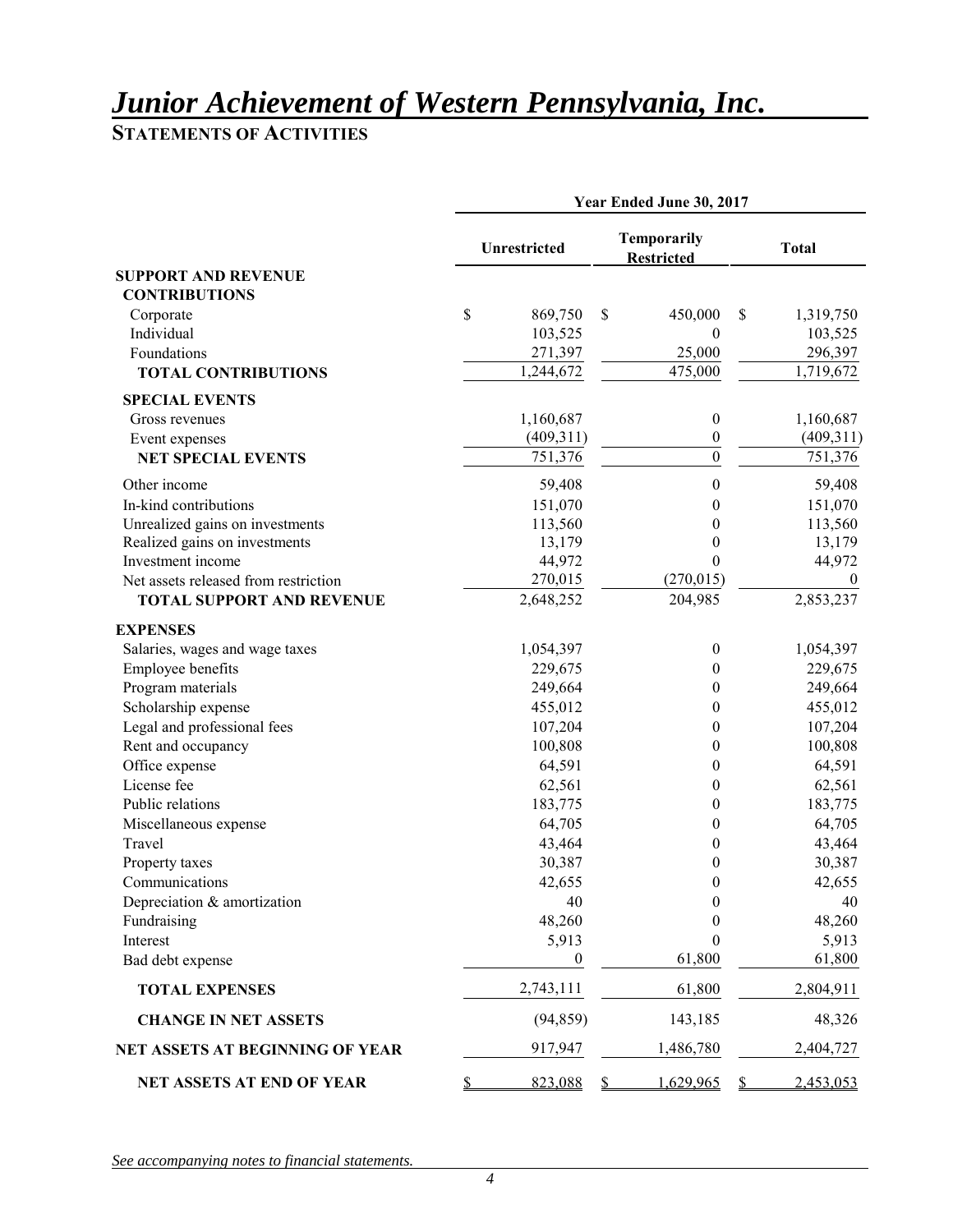# *Junior Achievement of Western Pennsylvania, Inc.*

## STATEMENTS OF ACTIVITIES

| | Year Ended June 30, 2017 | | |
|---|---|---|---|
| | Unrestricted | Temporarily Restricted | Total |
| **SUPPORT AND REVENUE** | | | |
| **CONTRIBUTIONS** | | | |
| Corporate | $ 869,750 | $ 450,000 | $ 1,319,750 |
| Individual | 103,525 | 0 | 103,525 |
| Foundations | 271,397 | 25,000 | 296,397 |
| **TOTAL CONTRIBUTIONS** | 1,244,672 | 475,000 | 1,719,672 |
| **SPECIAL EVENTS** | | | |
| Gross revenues | 1,160,687 | 0 | 1,160,687 |
| Event expenses | (409,311) | 0 | (409,311) |
| **NET SPECIAL EVENTS** | 751,376 | 0 | 751,376 |
| Other income | 59,408 | 0 | 59,408 |
| In-kind contributions | 151,070 | 0 | 151,070 |
| Unrealized gains on investments | 113,560 | 0 | 113,560 |
| Realized gains on investments | 13,179 | 0 | 13,179 |
| Investment income | 44,972 | 0 | 44,972 |
| Net assets released from restriction | 270,015 | (270,015) | 0 |
| **TOTAL SUPPORT AND REVENUE** | 2,648,252 | 204,985 | 2,853,237 |
| **EXPENSES** | | | |
| Salaries, wages and wage taxes | 1,054,397 | 0 | 1,054,397 |
| Employee benefits | 229,675 | 0 | 229,675 |
| Program materials | 249,664 | 0 | 249,664 |
| Scholarship expense | 455,012 | 0 | 455,012 |
| Legal and professional fees | 107,204 | 0 | 107,204 |
| Rent and occupancy | 100,808 | 0 | 100,808 |
| Office expense | 64,591 | 0 | 64,591 |
| License fee | 62,561 | 0 | 62,561 |
| Public relations | 183,775 | 0 | 183,775 |
| Miscellaneous expense | 64,705 | 0 | 64,705 |
| Travel | 43,464 | 0 | 43,464 |
| Property taxes | 30,387 | 0 | 30,387 |
| Communications | 42,655 | 0 | 42,655 |
| Depreciation & amortization | 40 | 0 | 40 |
| Fundraising | 48,260 | 0 | 48,260 |
| Interest | 5,913 | 0 | 5,913 |
| Bad debt expense | 0 | 61,800 | 61,800 |
| **TOTAL EXPENSES** | 2,743,111 | 61,800 | 2,804,911 |
| **CHANGE IN NET ASSETS** | (94,859) | 143,185 | 48,326 |
| **NET ASSETS AT BEGINNING OF YEAR** | 917,947 | 1,486,780 | 2,404,727 |
| **NET ASSETS AT END OF YEAR** | $ 823,088 | $ 1,629,965 | $ 2,453,053 |

*See accompanying notes to financial statements.*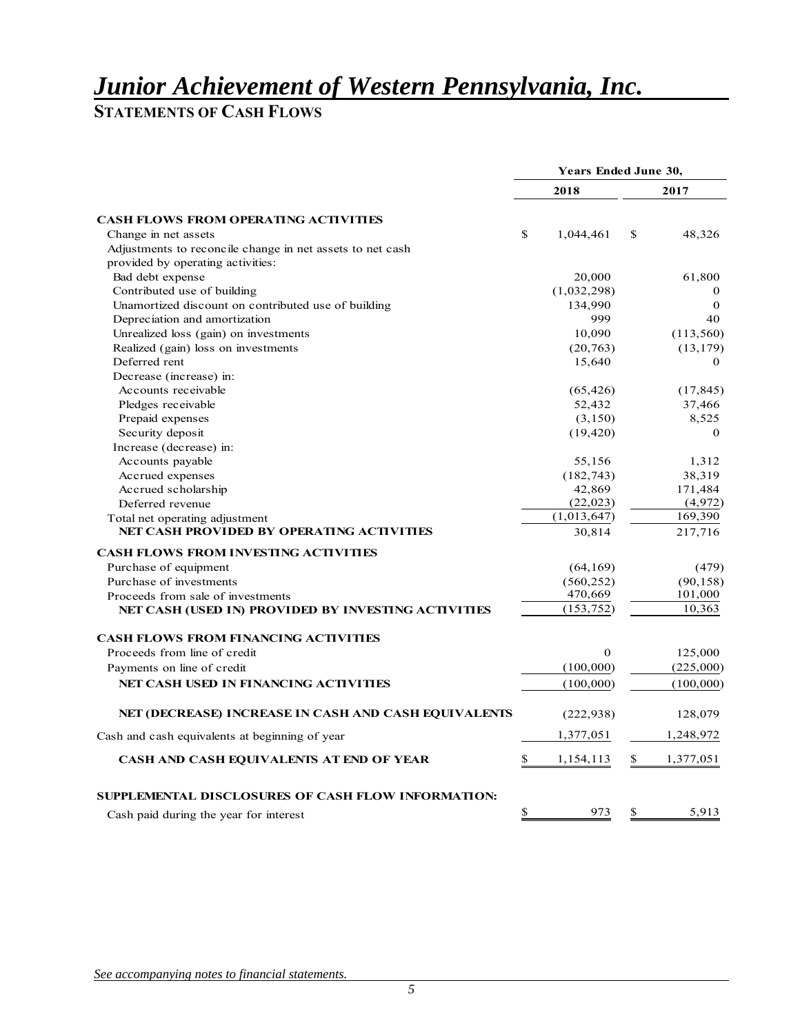# *Junior Achievement of Western Pennsylvania, Inc.*

## STATEMENTS OF CASH FLOWS

| | Years Ended June 30, | |
|---|---|---|
| | 2018 | 2017 |
| **CASH FLOWS FROM OPERATING ACTIVITIES** | | |
| Change in net assets | $ 1,044,461 | $ 48,326 |
| Adjustments to reconcile change in net assets to net cash provided by operating activities: | | |
| Bad debt expense | 20,000 | 61,800 |
| Contributed use of building | (1,032,298) | 0 |
| Unamortized discount on contributed use of building | 134,990 | 0 |
| Depreciation and amortization | 999 | 40 |
| Unrealized loss (gain) on investments | 10,090 | (113,560) |
| Realized (gain) loss on investments | (20,763) | (13,179) |
| Deferred rent | 15,640 | 0 |
| Decrease (increase) in: | | |
| Accounts receivable | (65,426) | (17,845) |
| Pledges receivable | 52,432 | 37,466 |
| Prepaid expenses | (3,150) | 8,525 |
| Security deposit | (19,420) | 0 |
| Increase (decrease) in: | | |
| Accounts payable | 55,156 | 1,312 |
| Accrued expenses | (182,743) | 38,319 |
| Accrued scholarship | 42,869 | 171,484 |
| Deferred revenue | (22,023) | (4,972) |
| Total net operating adjustment | (1,013,647) | 169,390 |
| **NET CASH PROVIDED BY OPERATING ACTIVITIES** | 30,814 | 217,716 |
| **CASH FLOWS FROM INVESTING ACTIVITIES** | | |
| Purchase of equipment | (64,169) | (479) |
| Purchase of investments | (560,252) | (90,158) |
| Proceeds from sale of investments | 470,669 | 101,000 |
| **NET CASH (USED IN) PROVIDED BY INVESTING ACTIVITIES** | (153,752) | 10,363 |
| **CASH FLOWS FROM FINANCING ACTIVITIES** | | |
| Proceeds from line of credit | 0 | 125,000 |
| Payments on line of credit | (100,000) | (225,000) |
| **NET CASH USED IN FINANCING ACTIVITIES** | (100,000) | (100,000) |
| **NET (DECREASE) INCREASE IN CASH AND CASH EQUIVALENTS** | (222,938) | 128,079 |
| Cash and cash equivalents at beginning of year | 1,377,051 | 1,248,972 |
| **CASH AND CASH EQUIVALENTS AT END OF YEAR** | $ 1,154,113 | $ 1,377,051 |
| **SUPPLEMENTAL DISCLOSURES OF CASH FLOW INFORMATION:** | | |
| Cash paid during the year for interest | $ 973 | $ 5,913 |

*See accompanying notes to financial statements.*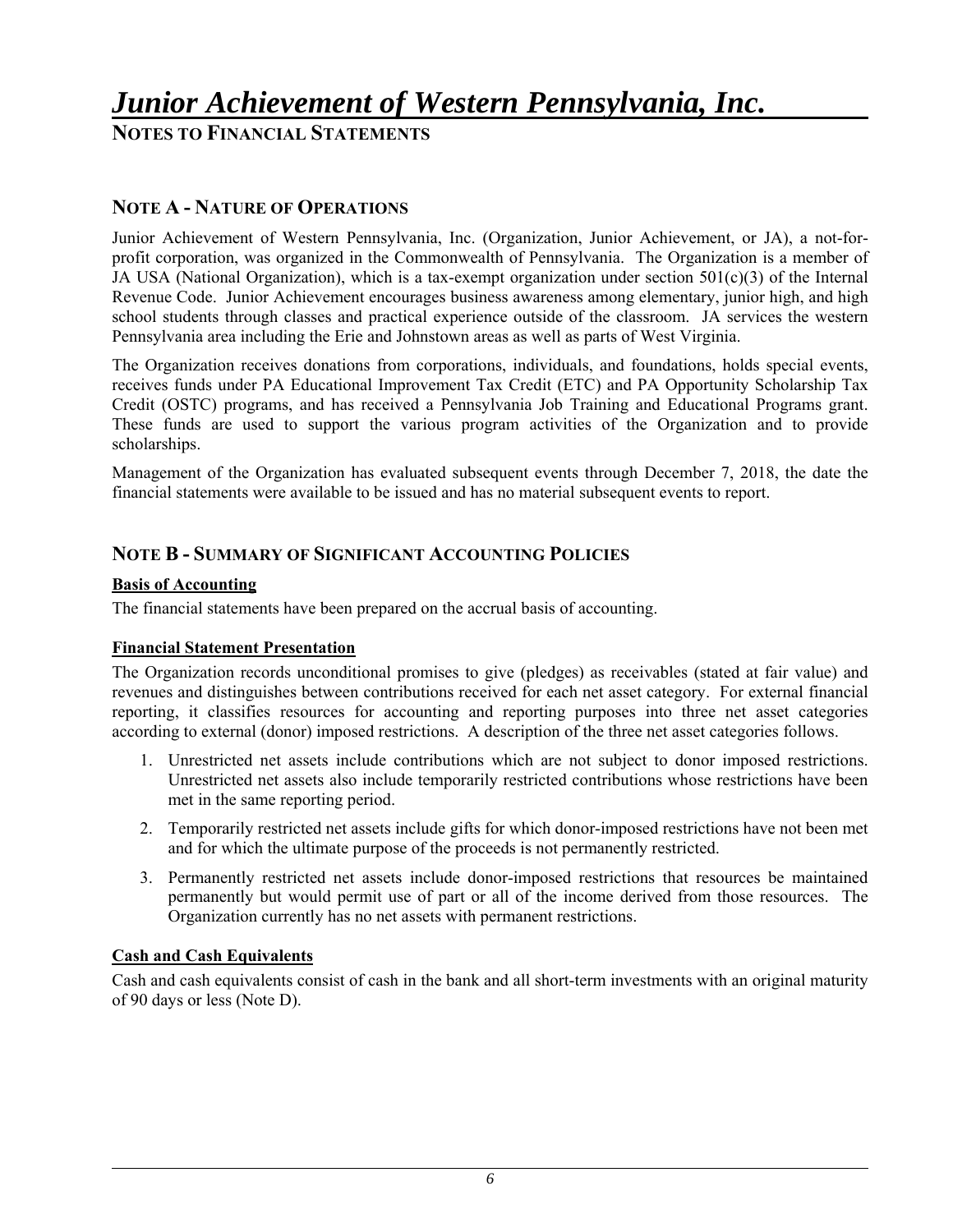# *Junior Achievement of Western Pennsylvania, Inc.*

## NOTES TO FINANCIAL STATEMENTS

### NOTE A - NATURE OF OPERATIONS

Junior Achievement of Western Pennsylvania, Inc. (Organization, Junior Achievement, or JA), a not-for-profit corporation, was organized in the Commonwealth of Pennsylvania. The Organization is a member of JA USA (National Organization), which is a tax-exempt organization under section 501(c)(3) of the Internal Revenue Code. Junior Achievement encourages business awareness among elementary, junior high, and high school students through classes and practical experience outside of the classroom. JA services the western Pennsylvania area including the Erie and Johnstown areas as well as parts of West Virginia.

The Organization receives donations from corporations, individuals, and foundations, holds special events, receives funds under PA Educational Improvement Tax Credit (ETC) and PA Opportunity Scholarship Tax Credit (OSTC) programs, and has received a Pennsylvania Job Training and Educational Programs grant. These funds are used to support the various program activities of the Organization and to provide scholarships.

Management of the Organization has evaluated subsequent events through December 7, 2018, the date the financial statements were available to be issued and has no material subsequent events to report.

### NOTE B - SUMMARY OF SIGNIFICANT ACCOUNTING POLICIES

**Basis of Accounting**

The financial statements have been prepared on the accrual basis of accounting.

**Financial Statement Presentation**

The Organization records unconditional promises to give (pledges) as receivables (stated at fair value) and revenues and distinguishes between contributions received for each net asset category. For external financial reporting, it classifies resources for accounting and reporting purposes into three net asset categories according to external (donor) imposed restrictions. A description of the three net asset categories follows.

1. Unrestricted net assets include contributions which are not subject to donor imposed restrictions. Unrestricted net assets also include temporarily restricted contributions whose restrictions have been met in the same reporting period.
2. Temporarily restricted net assets include gifts for which donor-imposed restrictions have not been met and for which the ultimate purpose of the proceeds is not permanently restricted.
3. Permanently restricted net assets include donor-imposed restrictions that resources be maintained permanently but would permit use of part or all of the income derived from those resources. The Organization currently has no net assets with permanent restrictions.

**Cash and Cash Equivalents**

Cash and cash equivalents consist of cash in the bank and all short-term investments with an original maturity of 90 days or less (Note D).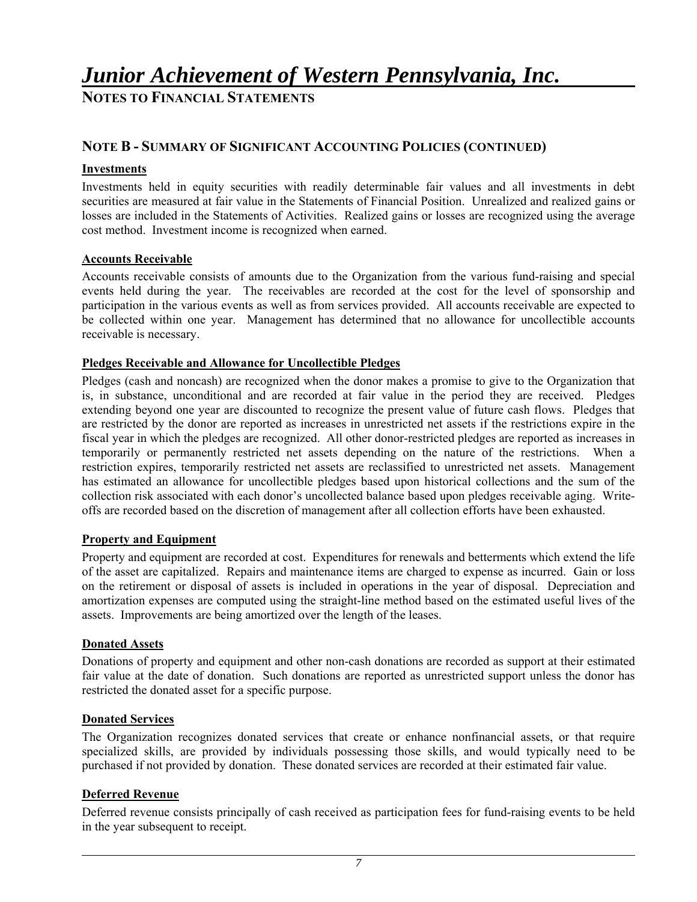# *Junior Achievement of Western Pennsylvania, Inc.*

## NOTES TO FINANCIAL STATEMENTS

### NOTE B - SUMMARY OF SIGNIFICANT ACCOUNTING POLICIES (CONTINUED)

**Investments**

Investments held in equity securities with readily determinable fair values and all investments in debt securities are measured at fair value in the Statements of Financial Position. Unrealized and realized gains or losses are included in the Statements of Activities. Realized gains or losses are recognized using the average cost method. Investment income is recognized when earned.

**Accounts Receivable**

Accounts receivable consists of amounts due to the Organization from the various fund-raising and special events held during the year. The receivables are recorded at the cost for the level of sponsorship and participation in the various events as well as from services provided. All accounts receivable are expected to be collected within one year. Management has determined that no allowance for uncollectible accounts receivable is necessary.

**Pledges Receivable and Allowance for Uncollectible Pledges**

Pledges (cash and noncash) are recognized when the donor makes a promise to give to the Organization that is, in substance, unconditional and are recorded at fair value in the period they are received. Pledges extending beyond one year are discounted to recognize the present value of future cash flows. Pledges that are restricted by the donor are reported as increases in unrestricted net assets if the restrictions expire in the fiscal year in which the pledges are recognized. All other donor-restricted pledges are reported as increases in temporarily or permanently restricted net assets depending on the nature of the restrictions. When a restriction expires, temporarily restricted net assets are reclassified to unrestricted net assets. Management has estimated an allowance for uncollectible pledges based upon historical collections and the sum of the collection risk associated with each donor's uncollected balance based upon pledges receivable aging. Write-offs are recorded based on the discretion of management after all collection efforts have been exhausted.

**Property and Equipment**

Property and equipment are recorded at cost. Expenditures for renewals and betterments which extend the life of the asset are capitalized. Repairs and maintenance items are charged to expense as incurred. Gain or loss on the retirement or disposal of assets is included in operations in the year of disposal. Depreciation and amortization expenses are computed using the straight-line method based on the estimated useful lives of the assets. Improvements are being amortized over the length of the leases.

**Donated Assets**

Donations of property and equipment and other non-cash donations are recorded as support at their estimated fair value at the date of donation. Such donations are reported as unrestricted support unless the donor has restricted the donated asset for a specific purpose.

**Donated Services**

The Organization recognizes donated services that create or enhance nonfinancial assets, or that require specialized skills, are provided by individuals possessing those skills, and would typically need to be purchased if not provided by donation. These donated services are recorded at their estimated fair value.

**Deferred Revenue**

Deferred revenue consists principally of cash received as participation fees for fund-raising events to be held in the year subsequent to receipt.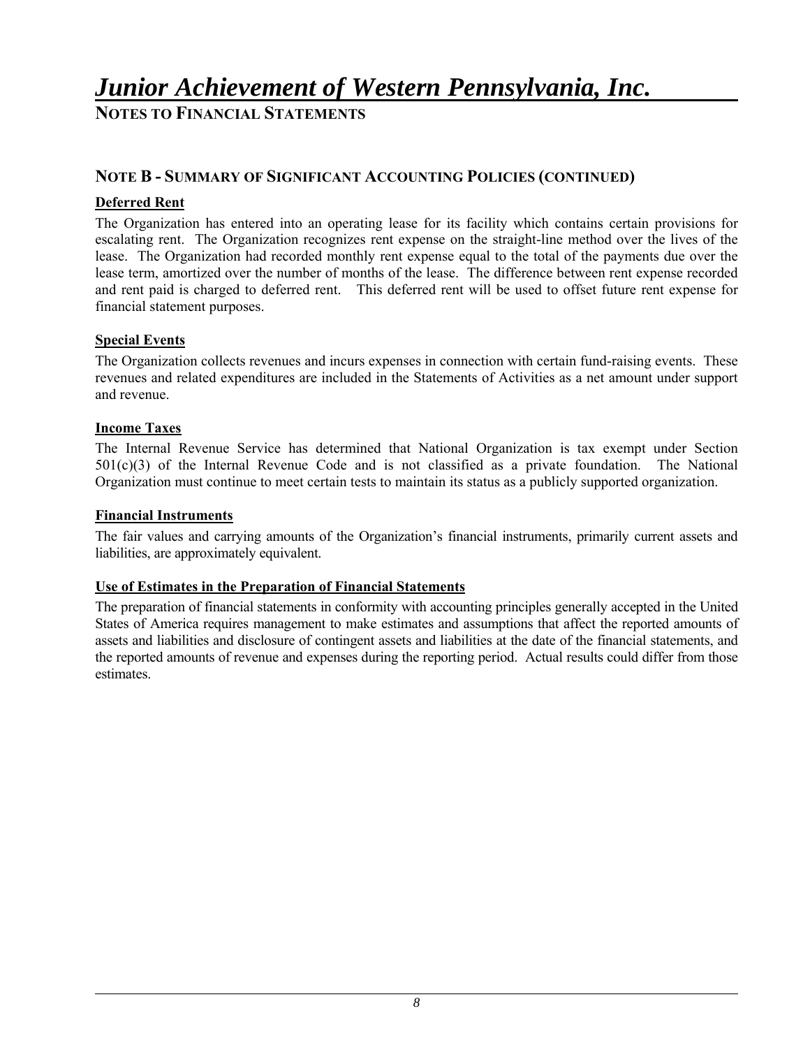# *Junior Achievement of Western Pennsylvania, Inc.*

## NOTES TO FINANCIAL STATEMENTS

### NOTE B - SUMMARY OF SIGNIFICANT ACCOUNTING POLICIES (CONTINUED)

**Deferred Rent**

The Organization has entered into an operating lease for its facility which contains certain provisions for escalating rent. The Organization recognizes rent expense on the straight-line method over the lives of the lease. The Organization had recorded monthly rent expense equal to the total of the payments due over the lease term, amortized over the number of months of the lease. The difference between rent expense recorded and rent paid is charged to deferred rent. This deferred rent will be used to offset future rent expense for financial statement purposes.

**Special Events**

The Organization collects revenues and incurs expenses in connection with certain fund-raising events. These revenues and related expenditures are included in the Statements of Activities as a net amount under support and revenue.

**Income Taxes**

The Internal Revenue Service has determined that National Organization is tax exempt under Section 501(c)(3) of the Internal Revenue Code and is not classified as a private foundation. The National Organization must continue to meet certain tests to maintain its status as a publicly supported organization.

**Financial Instruments**

The fair values and carrying amounts of the Organization's financial instruments, primarily current assets and liabilities, are approximately equivalent.

**Use of Estimates in the Preparation of Financial Statements**

The preparation of financial statements in conformity with accounting principles generally accepted in the United States of America requires management to make estimates and assumptions that affect the reported amounts of assets and liabilities and disclosure of contingent assets and liabilities at the date of the financial statements, and the reported amounts of revenue and expenses during the reporting period. Actual results could differ from those estimates.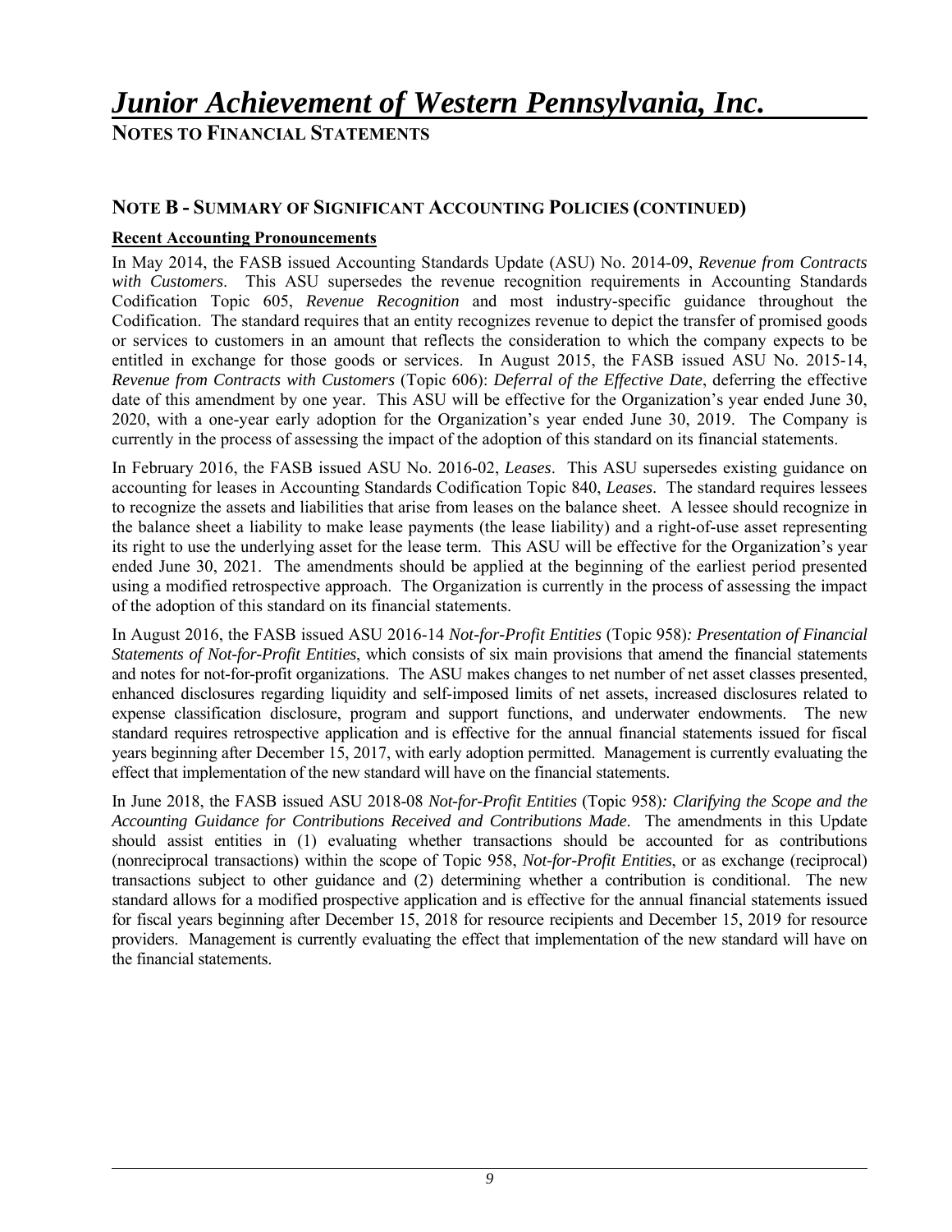## NOTE B - SUMMARY OF SIGNIFICANT ACCOUNTING POLICIES (CONTINUED)

**Recent Accounting Pronouncements**

In May 2014, the FASB issued Accounting Standards Update (ASU) No. 2014-09, *Revenue from Contracts with Customers*. This ASU supersedes the revenue recognition requirements in Accounting Standards Codification Topic 605, *Revenue Recognition* and most industry-specific guidance throughout the Codification. The standard requires that an entity recognizes revenue to depict the transfer of promised goods or services to customers in an amount that reflects the consideration to which the company expects to be entitled in exchange for those goods or services. In August 2015, the FASB issued ASU No. 2015-14, *Revenue from Contracts with Customers* (Topic 606): *Deferral of the Effective Date*, deferring the effective date of this amendment by one year. This ASU will be effective for the Organization's year ended June 30, 2020, with a one-year early adoption for the Organization's year ended June 30, 2019. The Company is currently in the process of assessing the impact of the adoption of this standard on its financial statements.

In February 2016, the FASB issued ASU No. 2016-02, *Leases*. This ASU supersedes existing guidance on accounting for leases in Accounting Standards Codification Topic 840, *Leases*. The standard requires lessees to recognize the assets and liabilities that arise from leases on the balance sheet. A lessee should recognize in the balance sheet a liability to make lease payments (the lease liability) and a right-of-use asset representing its right to use the underlying asset for the lease term. This ASU will be effective for the Organization's year ended June 30, 2021. The amendments should be applied at the beginning of the earliest period presented using a modified retrospective approach. The Organization is currently in the process of assessing the impact of the adoption of this standard on its financial statements.

In August 2016, the FASB issued ASU 2016-14 *Not-for-Profit Entities* (Topic 958)*: Presentation of Financial Statements of Not-for-Profit Entities*, which consists of six main provisions that amend the financial statements and notes for not-for-profit organizations. The ASU makes changes to net number of net asset classes presented, enhanced disclosures regarding liquidity and self-imposed limits of net assets, increased disclosures related to expense classification disclosure, program and support functions, and underwater endowments. The new standard requires retrospective application and is effective for the annual financial statements issued for fiscal years beginning after December 15, 2017, with early adoption permitted. Management is currently evaluating the effect that implementation of the new standard will have on the financial statements.

In June 2018, the FASB issued ASU 2018-08 *Not-for-Profit Entities* (Topic 958)*: Clarifying the Scope and the Accounting Guidance for Contributions Received and Contributions Made*. The amendments in this Update should assist entities in (1) evaluating whether transactions should be accounted for as contributions (nonreciprocal transactions) within the scope of Topic 958, *Not-for-Profit Entities*, or as exchange (reciprocal) transactions subject to other guidance and (2) determining whether a contribution is conditional. The new standard allows for a modified prospective application and is effective for the annual financial statements issued for fiscal years beginning after December 15, 2018 for resource recipients and December 15, 2019 for resource providers. Management is currently evaluating the effect that implementation of the new standard will have on the financial statements.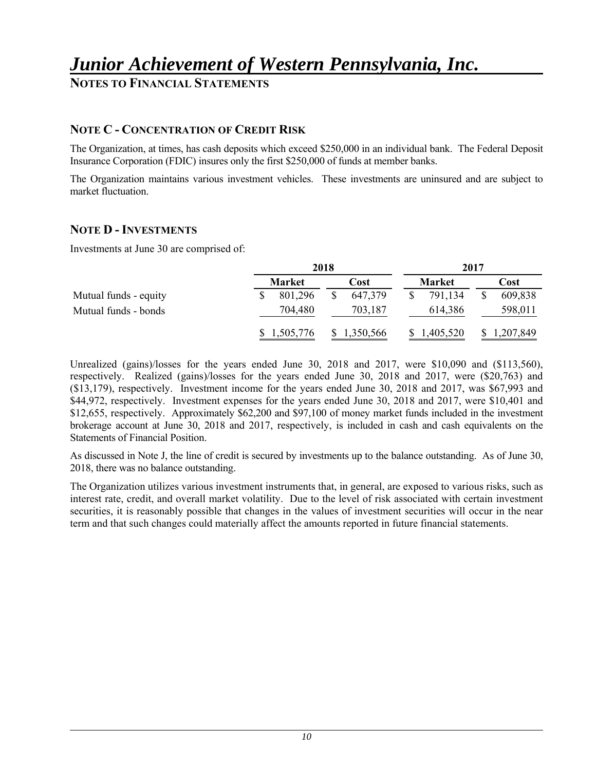# *Junior Achievement of Western Pennsylvania, Inc.*

## NOTES TO FINANCIAL STATEMENTS

### NOTE C - CONCENTRATION OF CREDIT RISK

The Organization, at times, has cash deposits which exceed $250,000 in an individual bank. The Federal Deposit Insurance Corporation (FDIC) insures only the first $250,000 of funds at member banks.

The Organization maintains various investment vehicles. These investments are uninsured and are subject to market fluctuation.

### NOTE D - INVESTMENTS

Investments at June 30 are comprised of:

| | 2018 | | 2017 | |
|---|---|---|---|---|
| | **Market** | **Cost** | **Market** | **Cost** |
| Mutual funds - equity | $ 801,296 | $ 647,379 | $ 791,134 | $ 609,838 |
| Mutual funds - bonds | 704,480 | 703,187 | 614,386 | 598,011 |
| | $ 1,505,776 | $ 1,350,566 | $ 1,405,520 | $ 1,207,849 |

Unrealized (gains)/losses for the years ended June 30, 2018 and 2017, were $10,090 and ($113,560), respectively. Realized (gains)/losses for the years ended June 30, 2018 and 2017, were ($20,763) and ($13,179), respectively. Investment income for the years ended June 30, 2018 and 2017, was $67,993 and $44,972, respectively. Investment expenses for the years ended June 30, 2018 and 2017, were $10,401 and $12,655, respectively. Approximately $62,200 and $97,100 of money market funds included in the investment brokerage account at June 30, 2018 and 2017, respectively, is included in cash and cash equivalents on the Statements of Financial Position.

As discussed in Note J, the line of credit is secured by investments up to the balance outstanding. As of June 30, 2018, there was no balance outstanding.

The Organization utilizes various investment instruments that, in general, are exposed to various risks, such as interest rate, credit, and overall market volatility. Due to the level of risk associated with certain investment securities, it is reasonably possible that changes in the values of investment securities will occur in the near term and that such changes could materially affect the amounts reported in future financial statements.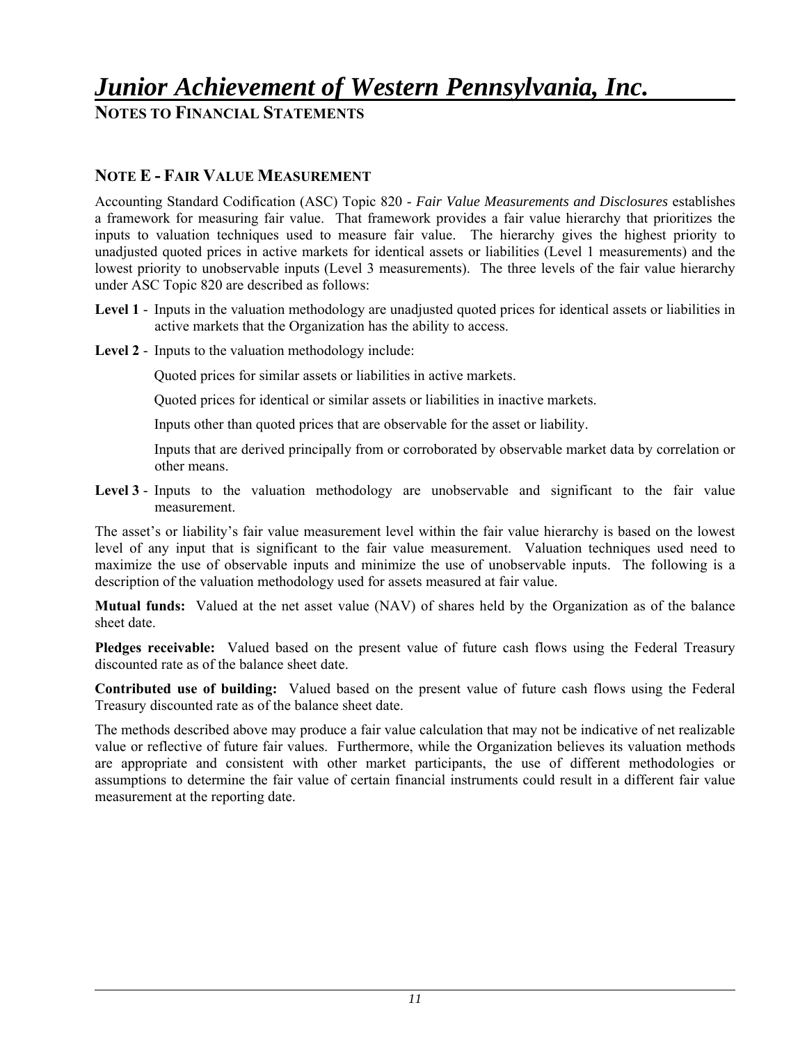# *Junior Achievement of Western Pennsylvania, Inc.*

## NOTES TO FINANCIAL STATEMENTS

### NOTE E - FAIR VALUE MEASUREMENT

Accounting Standard Codification (ASC) Topic 820 - *Fair Value Measurements and Disclosures* establishes a framework for measuring fair value. That framework provides a fair value hierarchy that prioritizes the inputs to valuation techniques used to measure fair value. The hierarchy gives the highest priority to unadjusted quoted prices in active markets for identical assets or liabilities (Level 1 measurements) and the lowest priority to unobservable inputs (Level 3 measurements). The three levels of the fair value hierarchy under ASC Topic 820 are described as follows:

**Level 1** - Inputs in the valuation methodology are unadjusted quoted prices for identical assets or liabilities in active markets that the Organization has the ability to access.

**Level 2** - Inputs to the valuation methodology include:

Quoted prices for similar assets or liabilities in active markets.

Quoted prices for identical or similar assets or liabilities in inactive markets.

Inputs other than quoted prices that are observable for the asset or liability.

Inputs that are derived principally from or corroborated by observable market data by correlation or other means.

**Level 3** - Inputs to the valuation methodology are unobservable and significant to the fair value measurement.

The asset's or liability's fair value measurement level within the fair value hierarchy is based on the lowest level of any input that is significant to the fair value measurement. Valuation techniques used need to maximize the use of observable inputs and minimize the use of unobservable inputs. The following is a description of the valuation methodology used for assets measured at fair value.

**Mutual funds:** Valued at the net asset value (NAV) of shares held by the Organization as of the balance sheet date.

**Pledges receivable:** Valued based on the present value of future cash flows using the Federal Treasury discounted rate as of the balance sheet date.

**Contributed use of building:** Valued based on the present value of future cash flows using the Federal Treasury discounted rate as of the balance sheet date.

The methods described above may produce a fair value calculation that may not be indicative of net realizable value or reflective of future fair values. Furthermore, while the Organization believes its valuation methods are appropriate and consistent with other market participants, the use of different methodologies or assumptions to determine the fair value of certain financial instruments could result in a different fair value measurement at the reporting date.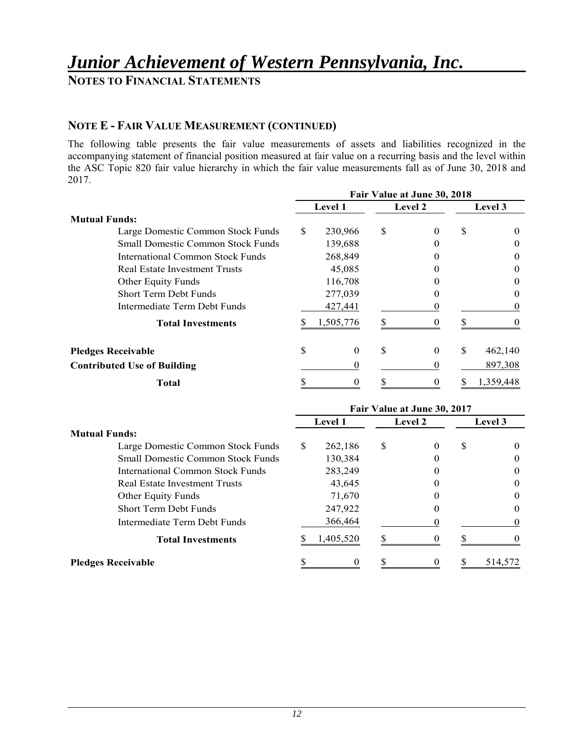# *Junior Achievement of Western Pennsylvania, Inc.*

**NOTES TO FINANCIAL STATEMENTS**

## NOTE E - FAIR VALUE MEASUREMENT (CONTINUED)

The following table presents the fair value measurements of assets and liabilities recognized in the accompanying statement of financial position measured at fair value on a recurring basis and the level within the ASC Topic 820 fair value hierarchy in which the fair value measurements fall as of June 30, 2018 and 2017.

| | Fair Value at June 30, 2018 | | |
|---|---|---|---|
| | **Level 1** | **Level 2** | **Level 3** |
| **Mutual Funds:** | | | |
| Large Domestic Common Stock Funds | $ 230,966 | $ 0 | $ 0 |
| Small Domestic Common Stock Funds | 139,688 | 0 | 0 |
| International Common Stock Funds | 268,849 | 0 | 0 |
| Real Estate Investment Trusts | 45,085 | 0 | 0 |
| Other Equity Funds | 116,708 | 0 | 0 |
| Short Term Debt Funds | 277,039 | 0 | 0 |
| Intermediate Term Debt Funds | 427,441 | 0 | 0 |
| **Total Investments** | $ 1,505,776 | $ 0 | $ 0 |
| **Pledges Receivable** | $ 0 | $ 0 | $ 462,140 |
| **Contributed Use of Building** | 0 | 0 | 897,308 |
| **Total** | $ 0 | $ 0 | $ 1,359,448 |

| | Fair Value at June 30, 2017 | | |
|---|---|---|---|
| | **Level 1** | **Level 2** | **Level 3** |
| **Mutual Funds:** | | | |
| Large Domestic Common Stock Funds | $ 262,186 | $ 0 | $ 0 |
| Small Domestic Common Stock Funds | 130,384 | 0 | 0 |
| International Common Stock Funds | 283,249 | 0 | 0 |
| Real Estate Investment Trusts | 43,645 | 0 | 0 |
| Other Equity Funds | 71,670 | 0 | 0 |
| Short Term Debt Funds | 247,922 | 0 | 0 |
| Intermediate Term Debt Funds | 366,464 | 0 | 0 |
| **Total Investments** | $ 1,405,520 | $ 0 | $ 0 |
| **Pledges Receivable** | $ 0 | $ 0 | $ 514,572 |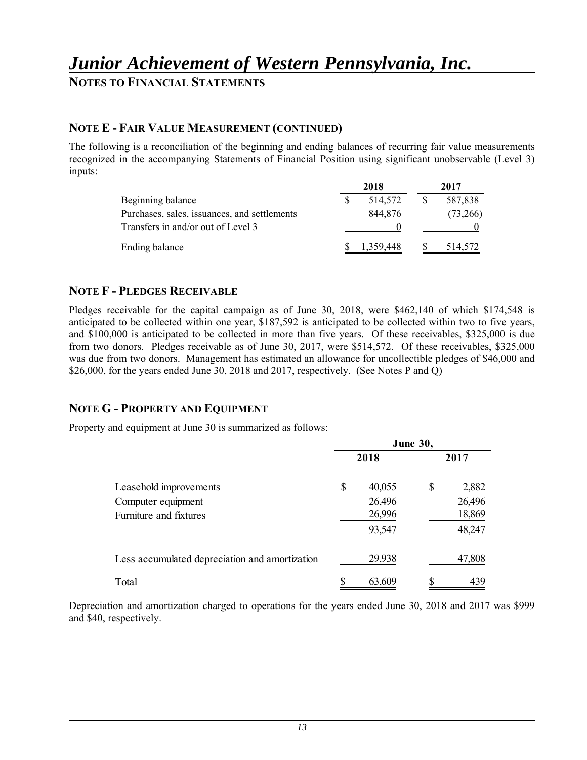# *Junior Achievement of Western Pennsylvania, Inc.*

**NOTES TO FINANCIAL STATEMENTS**

## NOTE E - FAIR VALUE MEASUREMENT (CONTINUED)

The following is a reconciliation of the beginning and ending balances of recurring fair value measurements recognized in the accompanying Statements of Financial Position using significant unobservable (Level 3) inputs:

| | 2018 | 2017 |
|---|---|---|
| Beginning balance | $ 514,572 | $ 587,838 |
| Purchases, sales, issuances, and settlements | 844,876 | (73,266) |
| Transfers in and/or out of Level 3 | 0 | 0 |
| Ending balance | $ 1,359,448 | $ 514,572 |

## NOTE F - PLEDGES RECEIVABLE

Pledges receivable for the capital campaign as of June 30, 2018, were $462,140 of which $174,548 is anticipated to be collected within one year, $187,592 is anticipated to be collected within two to five years, and $100,000 is anticipated to be collected in more than five years. Of these receivables, $325,000 is due from two donors. Pledges receivable as of June 30, 2017, were $514,572. Of these receivables, $325,000 was due from two donors. Management has estimated an allowance for uncollectible pledges of $46,000 and $26,000, for the years ended June 30, 2018 and 2017, respectively. (See Notes P and Q)

## NOTE G - PROPERTY AND EQUIPMENT

Property and equipment at June 30 is summarized as follows:

| | June 30, | |
|---|---|---|
| | 2018 | 2017 |
| Leasehold improvements | $ 40,055 | $ 2,882 |
| Computer equipment | 26,496 | 26,496 |
| Furniture and fixtures | 26,996 | 18,869 |
| | 93,547 | 48,247 |
| Less accumulated depreciation and amortization | 29,938 | 47,808 |
| Total | $ 63,609 | $ 439 |

Depreciation and amortization charged to operations for the years ended June 30, 2018 and 2017 was $999 and $40, respectively.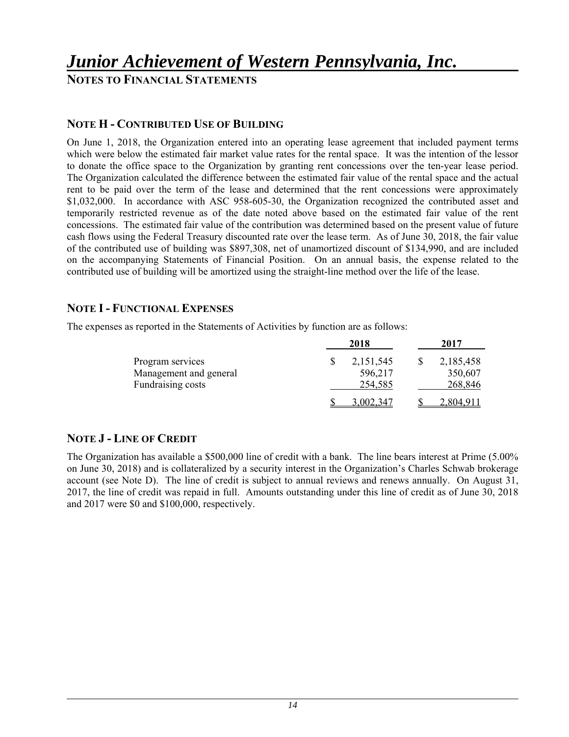# *Junior Achievement of Western Pennsylvania, Inc.*

**NOTES TO FINANCIAL STATEMENTS**

## NOTE H - CONTRIBUTED USE OF BUILDING

On June 1, 2018, the Organization entered into an operating lease agreement that included payment terms which were below the estimated fair market value rates for the rental space. It was the intention of the lessor to donate the office space to the Organization by granting rent concessions over the ten-year lease period. The Organization calculated the difference between the estimated fair value of the rental space and the actual rent to be paid over the term of the lease and determined that the rent concessions were approximately $1,032,000. In accordance with ASC 958-605-30, the Organization recognized the contributed asset and temporarily restricted revenue as of the date noted above based on the estimated fair value of the rent concessions. The estimated fair value of the contribution was determined based on the present value of future cash flows using the Federal Treasury discounted rate over the lease term. As of June 30, 2018, the fair value of the contributed use of building was $897,308, net of unamortized discount of $134,990, and are included on the accompanying Statements of Financial Position. On an annual basis, the expense related to the contributed use of building will be amortized using the straight-line method over the life of the lease.

## NOTE I - FUNCTIONAL EXPENSES

The expenses as reported in the Statements of Activities by function are as follows:

| | 2018 | 2017 |
|---|---|---|
| Program services | $ 2,151,545 | $ 2,185,458 |
| Management and general | 596,217 | 350,607 |
| Fundraising costs | 254,585 | 268,846 |
| | $ 3,002,347 | $ 2,804,911 |

## NOTE J - LINE OF CREDIT

The Organization has available a $500,000 line of credit with a bank. The line bears interest at Prime (5.00% on June 30, 2018) and is collateralized by a security interest in the Organization's Charles Schwab brokerage account (see Note D). The line of credit is subject to annual reviews and renews annually. On August 31, 2017, the line of credit was repaid in full. Amounts outstanding under this line of credit as of June 30, 2018 and 2017 were $0 and $100,000, respectively.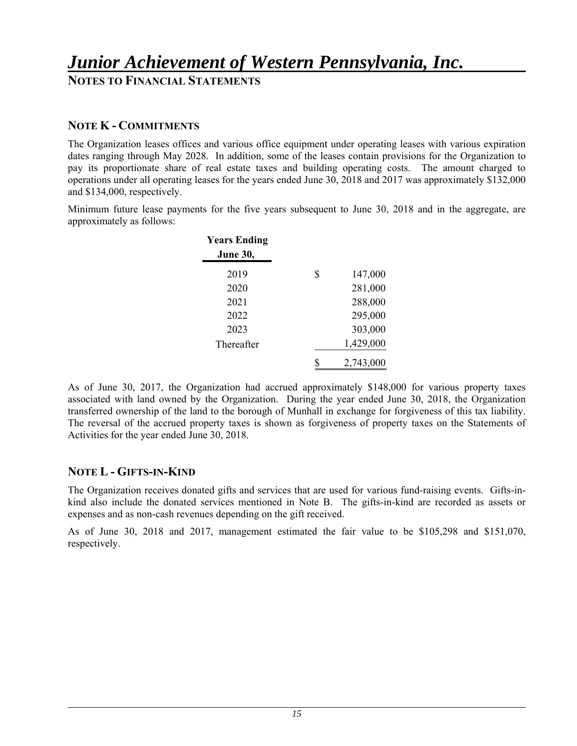# Junior Achievement of Western Pennsylvania, Inc.

## NOTES TO FINANCIAL STATEMENTS

### NOTE K - COMMITMENTS

The Organization leases offices and various office equipment under operating leases with various expiration dates ranging through May 2028. In addition, some of the leases contain provisions for the Organization to pay its proportionate share of real estate taxes and building operating costs. The amount charged to operations under all operating leases for the years ended June 30, 2018 and 2017 was approximately $132,000 and $134,000, respectively.

Minimum future lease payments for the five years subsequent to June 30, 2018 and in the aggregate, are approximately as follows:

| Years Ending June 30, | |
|---|---|
| 2019 | $ 147,000 |
| 2020 | 281,000 |
| 2021 | 288,000 |
| 2022 | 295,000 |
| 2023 | 303,000 |
| Thereafter | 1,429,000 |
| | $ 2,743,000 |

As of June 30, 2017, the Organization had accrued approximately $148,000 for various property taxes associated with land owned by the Organization. During the year ended June 30, 2018, the Organization transferred ownership of the land to the borough of Munhall in exchange for forgiveness of this tax liability. The reversal of the accrued property taxes is shown as forgiveness of property taxes on the Statements of Activities for the year ended June 30, 2018.

### NOTE L - GIFTS-IN-KIND

The Organization receives donated gifts and services that are used for various fund-raising events. Gifts-in-kind also include the donated services mentioned in Note B. The gifts-in-kind are recorded as assets or expenses and as non-cash revenues depending on the gift received.

As of June 30, 2018 and 2017, management estimated the fair value to be $105,298 and $151,070, respectively.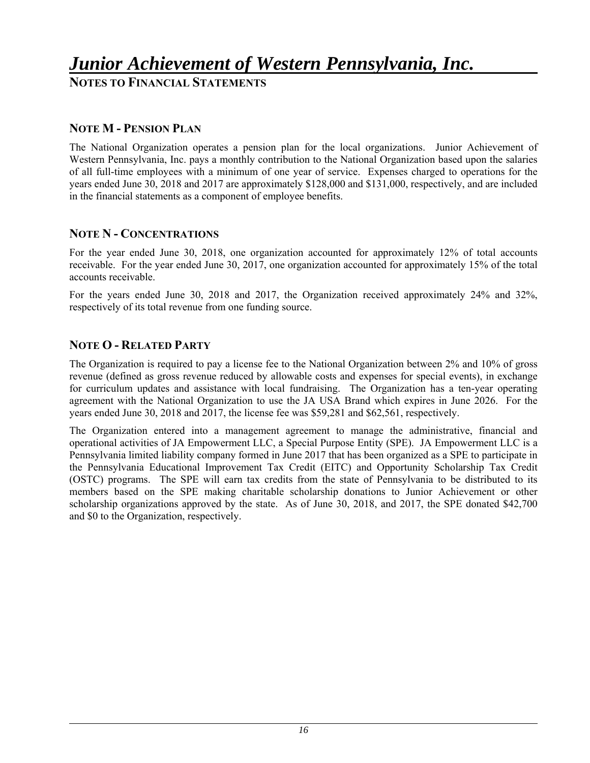# *Junior Achievement of Western Pennsylvania, Inc.*

**NOTES TO FINANCIAL STATEMENTS**

## NOTE M - PENSION PLAN

The National Organization operates a pension plan for the local organizations. Junior Achievement of Western Pennsylvania, Inc. pays a monthly contribution to the National Organization based upon the salaries of all full-time employees with a minimum of one year of service. Expenses charged to operations for the years ended June 30, 2018 and 2017 are approximately $128,000 and $131,000, respectively, and are included in the financial statements as a component of employee benefits.

## NOTE N - CONCENTRATIONS

For the year ended June 30, 2018, one organization accounted for approximately 12% of total accounts receivable. For the year ended June 30, 2017, one organization accounted for approximately 15% of the total accounts receivable.

For the years ended June 30, 2018 and 2017, the Organization received approximately 24% and 32%, respectively of its total revenue from one funding source.

## NOTE O - RELATED PARTY

The Organization is required to pay a license fee to the National Organization between 2% and 10% of gross revenue (defined as gross revenue reduced by allowable costs and expenses for special events), in exchange for curriculum updates and assistance with local fundraising. The Organization has a ten-year operating agreement with the National Organization to use the JA USA Brand which expires in June 2026. For the years ended June 30, 2018 and 2017, the license fee was $59,281 and $62,561, respectively.

The Organization entered into a management agreement to manage the administrative, financial and operational activities of JA Empowerment LLC, a Special Purpose Entity (SPE). JA Empowerment LLC is a Pennsylvania limited liability company formed in June 2017 that has been organized as a SPE to participate in the Pennsylvania Educational Improvement Tax Credit (EITC) and Opportunity Scholarship Tax Credit (OSTC) programs. The SPE will earn tax credits from the state of Pennsylvania to be distributed to its members based on the SPE making charitable scholarship donations to Junior Achievement or other scholarship organizations approved by the state. As of June 30, 2018, and 2017, the SPE donated $42,700 and $0 to the Organization, respectively.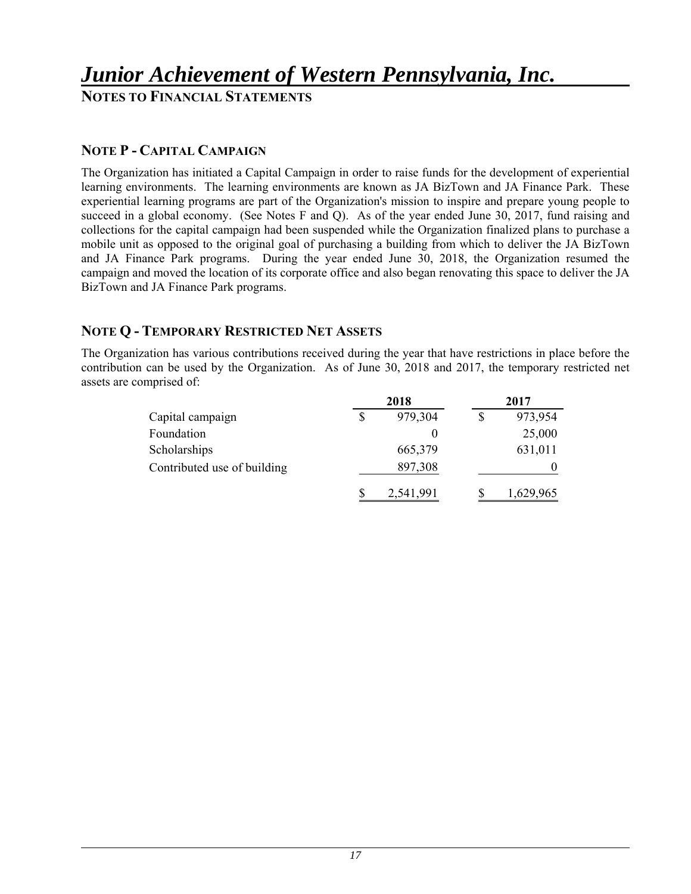# *Junior Achievement of Western Pennsylvania, Inc.*

**NOTES TO FINANCIAL STATEMENTS**

## NOTE P - CAPITAL CAMPAIGN

The Organization has initiated a Capital Campaign in order to raise funds for the development of experiential learning environments. The learning environments are known as JA BizTown and JA Finance Park. These experiential learning programs are part of the Organization's mission to inspire and prepare young people to succeed in a global economy. (See Notes F and Q). As of the year ended June 30, 2017, fund raising and collections for the capital campaign had been suspended while the Organization finalized plans to purchase a mobile unit as opposed to the original goal of purchasing a building from which to deliver the JA BizTown and JA Finance Park programs. During the year ended June 30, 2018, the Organization resumed the campaign and moved the location of its corporate office and also began renovating this space to deliver the JA BizTown and JA Finance Park programs.

## NOTE Q - TEMPORARY RESTRICTED NET ASSETS

The Organization has various contributions received during the year that have restrictions in place before the contribution can be used by the Organization. As of June 30, 2018 and 2017, the temporary restricted net assets are comprised of:

| | 2018 | 2017 |
|---|---|---|
| Capital campaign | $ 979,304 | $ 973,954 |
| Foundation | 0 | 25,000 |
| Scholarships | 665,379 | 631,011 |
| Contributed use of building | 897,308 | 0 |
| | $ 2,541,991 | $ 1,629,965 |